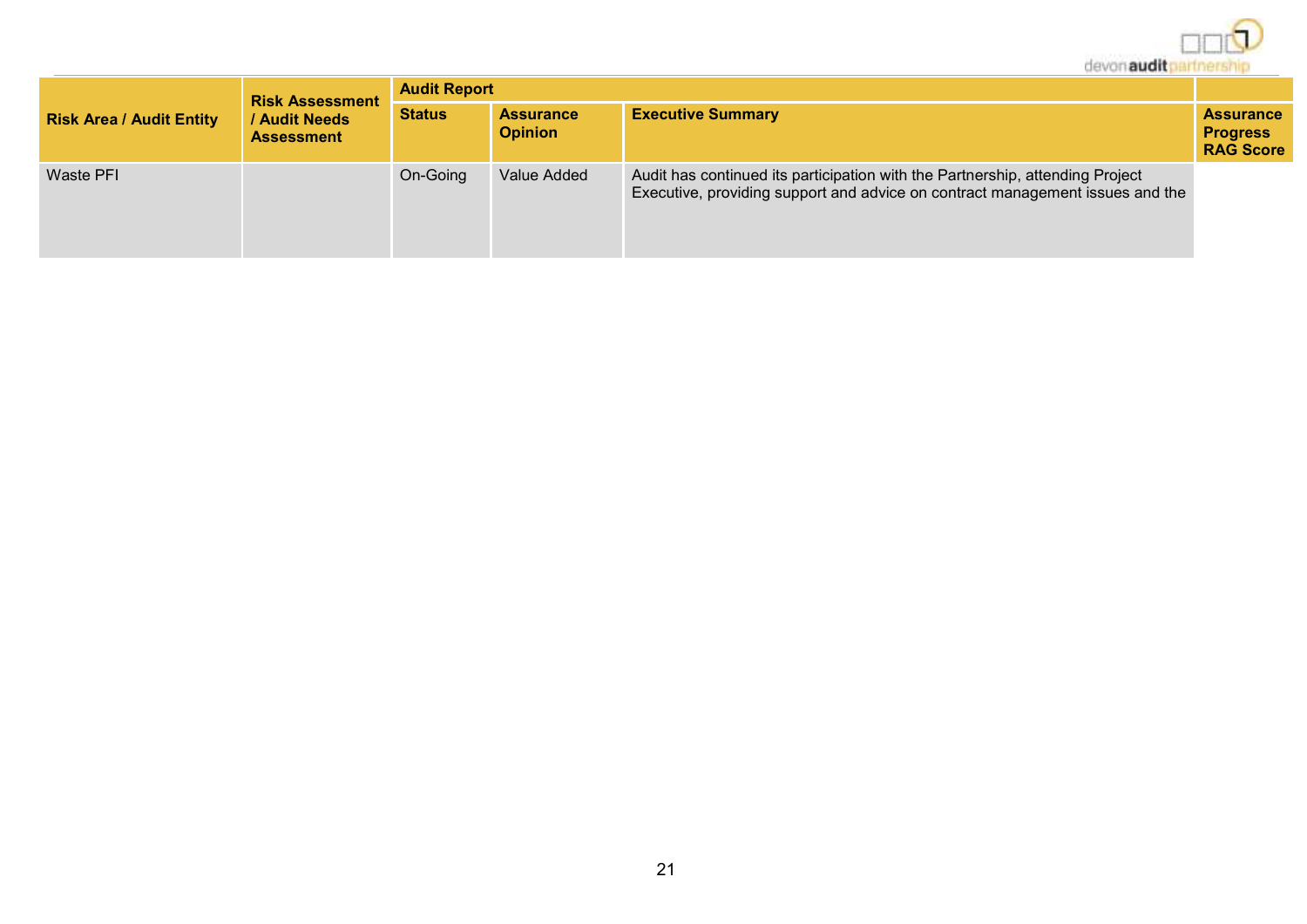| Risk Area / Audit Entity | Risk Assessment / Audit Needs Assessment | Audit Report | | | |
|---|---|---|---|---|---|
| | | Status | Assurance Opinion | Executive Summary | Assurance Progress RAG Score |
| Waste PFI | | On-Going | Value Added | Audit has continued its participation with the Partnership, attending Project Executive, providing support and advice on contract management issues and the | |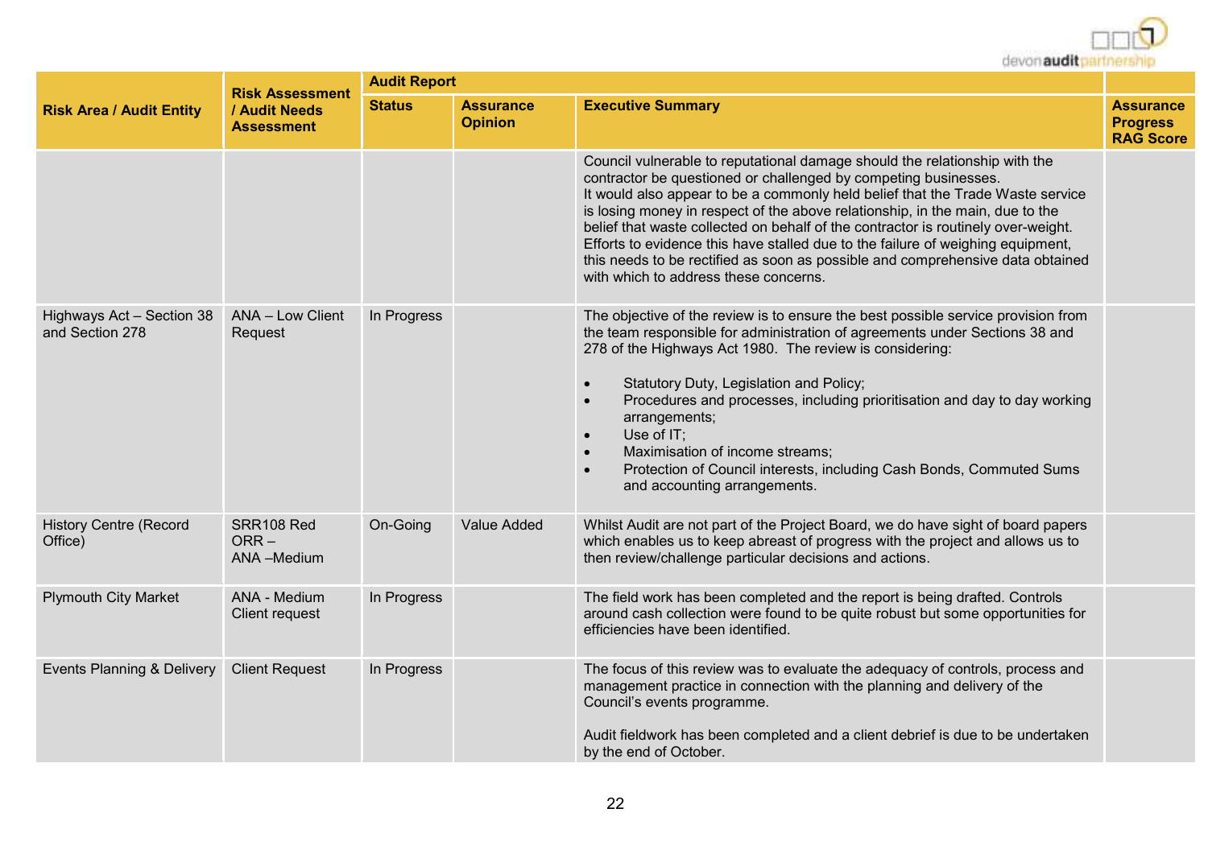| Risk Area / Audit Entity | Risk Assessment / Audit Needs Assessment | Audit Report | | | Assurance Progress RAG Score |
|---|---|---|---|---|---|
| | | Status | Assurance Opinion | Executive Summary | |
| | | | | Council vulnerable to reputational damage should the relationship with the contractor be questioned or challenged by competing businesses.<br>It would also appear to be a commonly held belief that the Trade Waste service is losing money in respect of the above relationship, in the main, due to the belief that waste collected on behalf of the contractor is routinely over-weight. Efforts to evidence this have stalled due to the failure of weighing equipment, this needs to be rectified as soon as possible and comprehensive data obtained with which to address these concerns. | |
| Highways Act – Section 38 and Section 278 | ANA – Low Client Request | In Progress | | The objective of the review is to ensure the best possible service provision from the team responsible for administration of agreements under Sections 38 and 278 of the Highways Act 1980. The review is considering:<br>• Statutory Duty, Legislation and Policy;<br>• Procedures and processes, including prioritisation and day to day working arrangements;<br>• Use of IT;<br>• Maximisation of income streams;<br>• Protection of Council interests, including Cash Bonds, Commuted Sums and accounting arrangements. | |
| History Centre (Record Office) | SRR108 Red ORR – ANA –Medium | On-Going | Value Added | Whilst Audit are not part of the Project Board, we do have sight of board papers which enables us to keep abreast of progress with the project and allows us to then review/challenge particular decisions and actions. | |
| Plymouth City Market | ANA - Medium Client request | In Progress | | The field work has been completed and the report is being drafted. Controls around cash collection were found to be quite robust but some opportunities for efficiencies have been identified. | |
| Events Planning & Delivery | Client Request | In Progress | | The focus of this review was to evaluate the adequacy of controls, process and management practice in connection with the planning and delivery of the Council's events programme.<br><br>Audit fieldwork has been completed and a client debrief is due to be undertaken by the end of October. | |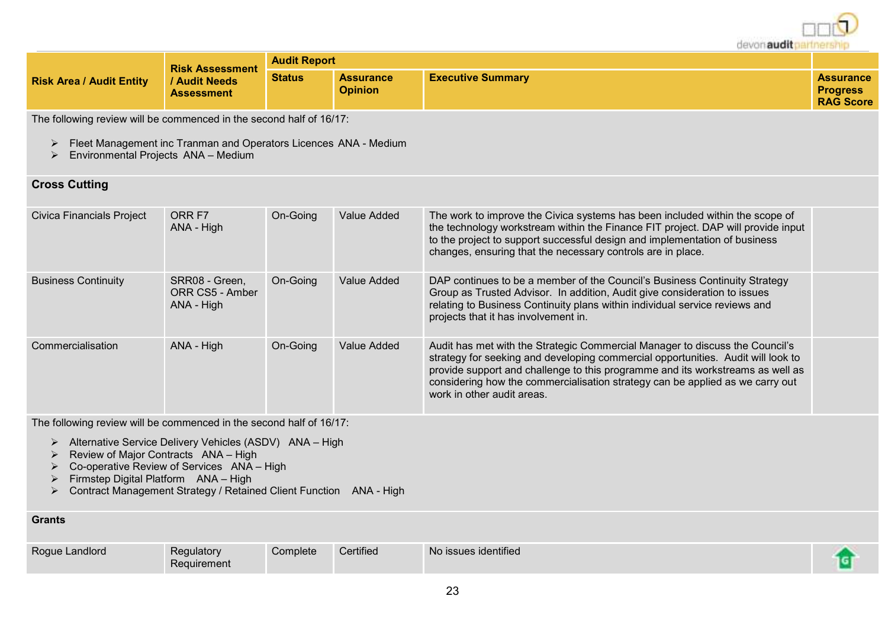| Risk Area / Audit Entity | Risk Assessment / Audit Needs Assessment | Audit Report | | | Assurance Progress RAG Score |
|---|---|---|---|---|---|
| | | Status | Assurance Opinion | Executive Summary | |
| The following review will be commenced in the second half of 16/17:<br>➢ Fleet Management inc Tranman and Operators Licences ANA - Medium<br>➢ Environmental Projects ANA – Medium | | | | | |
| **Cross Cutting** | | | | | |
| Civica Financials Project | ORR F7<br>ANA - High | On-Going | Value Added | The work to improve the Civica systems has been included within the scope of the technology workstream within the Finance FIT project. DAP will provide input to the project to support successful design and implementation of business changes, ensuring that the necessary controls are in place. | |
| Business Continuity | SRR08 - Green,<br>ORR CS5 - Amber<br>ANA - High | On-Going | Value Added | DAP continues to be a member of the Council's Business Continuity Strategy Group as Trusted Advisor. In addition, Audit give consideration to issues relating to Business Continuity plans within individual service reviews and projects that it has involvement in. | |
| Commercialisation | ANA - High | On-Going | Value Added | Audit has met with the Strategic Commercial Manager to discuss the Council's strategy for seeking and developing commercial opportunities. Audit will look to provide support and challenge to this programme and its workstreams as well as considering how the commercialisation strategy can be applied as we carry out work in other audit areas. | |
| The following review will be commenced in the second half of 16/17:<br>➢ Alternative Service Delivery Vehicles (ASDV) ANA – High<br>➢ Review of Major Contracts ANA – High<br>➢ Co-operative Review of Services ANA – High<br>➢ Firmstep Digital Platform ANA – High<br>➢ Contract Management Strategy / Retained Client Function ANA - High | | | | | |
| **Grants** | | | | | |
| Rogue Landlord | Regulatory Requirement | Complete | Certified | No issues identified | G |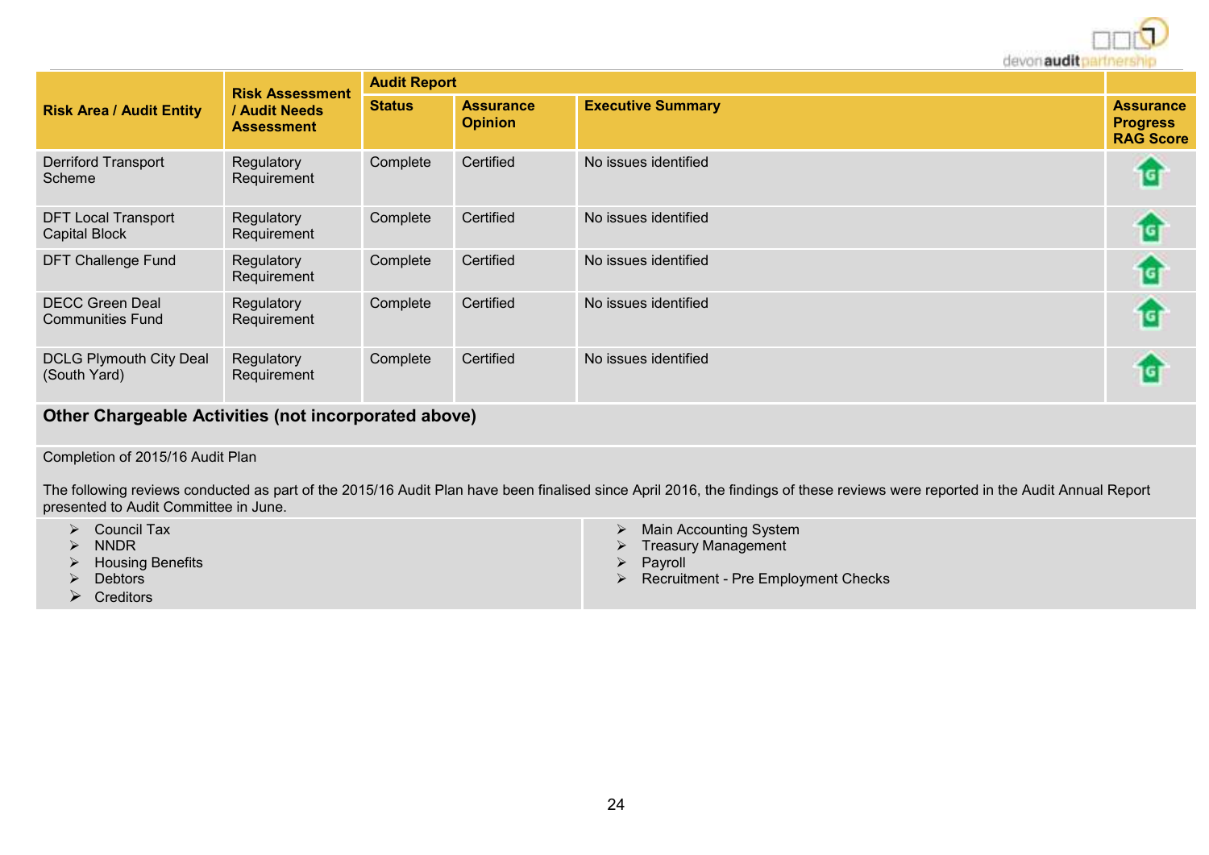| Risk Area / Audit Entity | Risk Assessment / Audit Needs Assessment | Audit Report | | | Assurance Progress RAG Score |
|---|---|---|---|---|---|
| | | Status | Assurance Opinion | Executive Summary | |
| Derriford Transport Scheme | Regulatory Requirement | Complete | Certified | No issues identified | G |
| DFT Local Transport Capital Block | Regulatory Requirement | Complete | Certified | No issues identified | G |
| DFT Challenge Fund | Regulatory Requirement | Complete | Certified | No issues identified | G |
| DECC Green Deal Communities Fund | Regulatory Requirement | Complete | Certified | No issues identified | G |
| DCLG Plymouth City Deal (South Yard) | Regulatory Requirement | Complete | Certified | No issues identified | G |

**Other Chargeable Activities (not incorporated above)**

Completion of 2015/16 Audit Plan

The following reviews conducted as part of the 2015/16 Audit Plan have been finalised since April 2016, the findings of these reviews were reported in the Audit Annual Report presented to Audit Committee in June.

- Council Tax
- NNDR
- Housing Benefits
- Debtors
- Creditors
- Main Accounting System
- Treasury Management
- Payroll
- Recruitment - Pre Employment Checks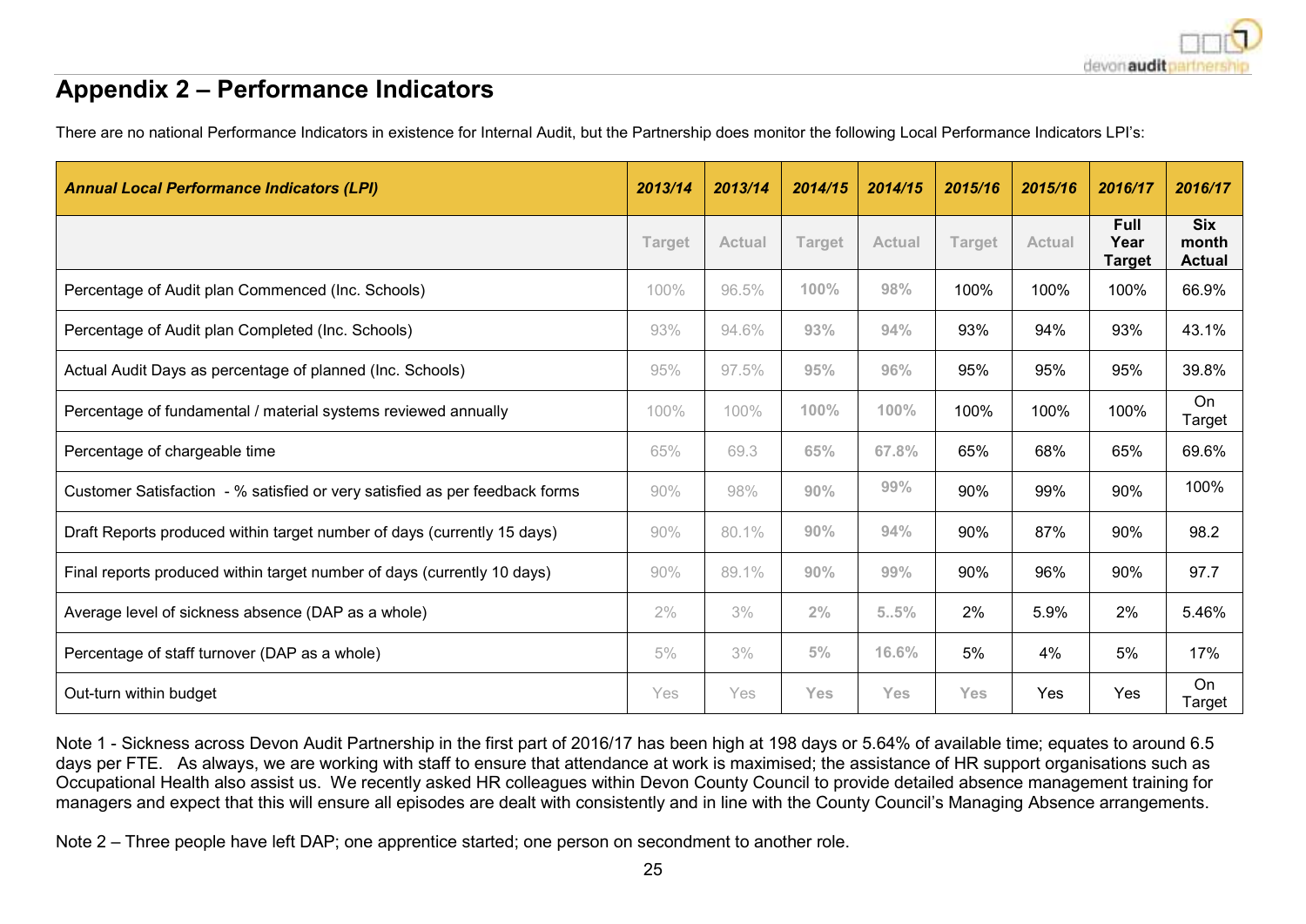## Appendix 2 – Performance Indicators

There are no national Performance Indicators in existence for Internal Audit, but the Partnership does monitor the following Local Performance Indicators LPI's:

| ***Annual Local Performance Indicators (LPI)*** | ***2013/14*** | ***2013/14*** | ***2014/15*** | ***2014/15*** | ***2015/16*** | ***2015/16*** | ***2016/17*** | ***2016/17*** |
|---|---|---|---|---|---|---|---|---|
| | Target | Actual | Target | Actual | Target | Actual | **Full Year Target** | **Six month Actual** |
| Percentage of Audit plan Commenced (Inc. Schools) | 100% | 96.5% | 100% | 98% | 100% | 100% | 100% | 66.9% |
| Percentage of Audit plan Completed (Inc. Schools) | 93% | 94.6% | 93% | 94% | 93% | 94% | 93% | 43.1% |
| Actual Audit Days as percentage of planned (Inc. Schools) | 95% | 97.5% | 95% | 96% | 95% | 95% | 95% | 39.8% |
| Percentage of fundamental / material systems reviewed annually | 100% | 100% | 100% | 100% | 100% | 100% | 100% | On Target |
| Percentage of chargeable time | 65% | 69.3 | 65% | 67.8% | 65% | 68% | 65% | 69.6% |
| Customer Satisfaction - % satisfied or very satisfied as per feedback forms | 90% | 98% | 90% | 99% | 90% | 99% | 90% | 100% |
| Draft Reports produced within target number of days (currently 15 days) | 90% | 80.1% | 90% | 94% | 90% | 87% | 90% | 98.2 |
| Final reports produced within target number of days (currently 10 days) | 90% | 89.1% | 90% | 99% | 90% | 96% | 90% | 97.7 |
| Average level of sickness absence (DAP as a whole) | 2% | 3% | 2% | 5..5% | 2% | 5.9% | 2% | 5.46% |
| Percentage of staff turnover (DAP as a whole) | 5% | 3% | 5% | 16.6% | 5% | 4% | 5% | 17% |
| Out-turn within budget | Yes | Yes | Yes | Yes | Yes | Yes | Yes | On Target |

Note 1 - Sickness across Devon Audit Partnership in the first part of 2016/17 has been high at 198 days or 5.64% of available time; equates to around 6.5 days per FTE. As always, we are working with staff to ensure that attendance at work is maximised; the assistance of HR support organisations such as Occupational Health also assist us. We recently asked HR colleagues within Devon County Council to provide detailed absence management training for managers and expect that this will ensure all episodes are dealt with consistently and in line with the County Council's Managing Absence arrangements.

Note 2 – Three people have left DAP; one apprentice started; one person on secondment to another role.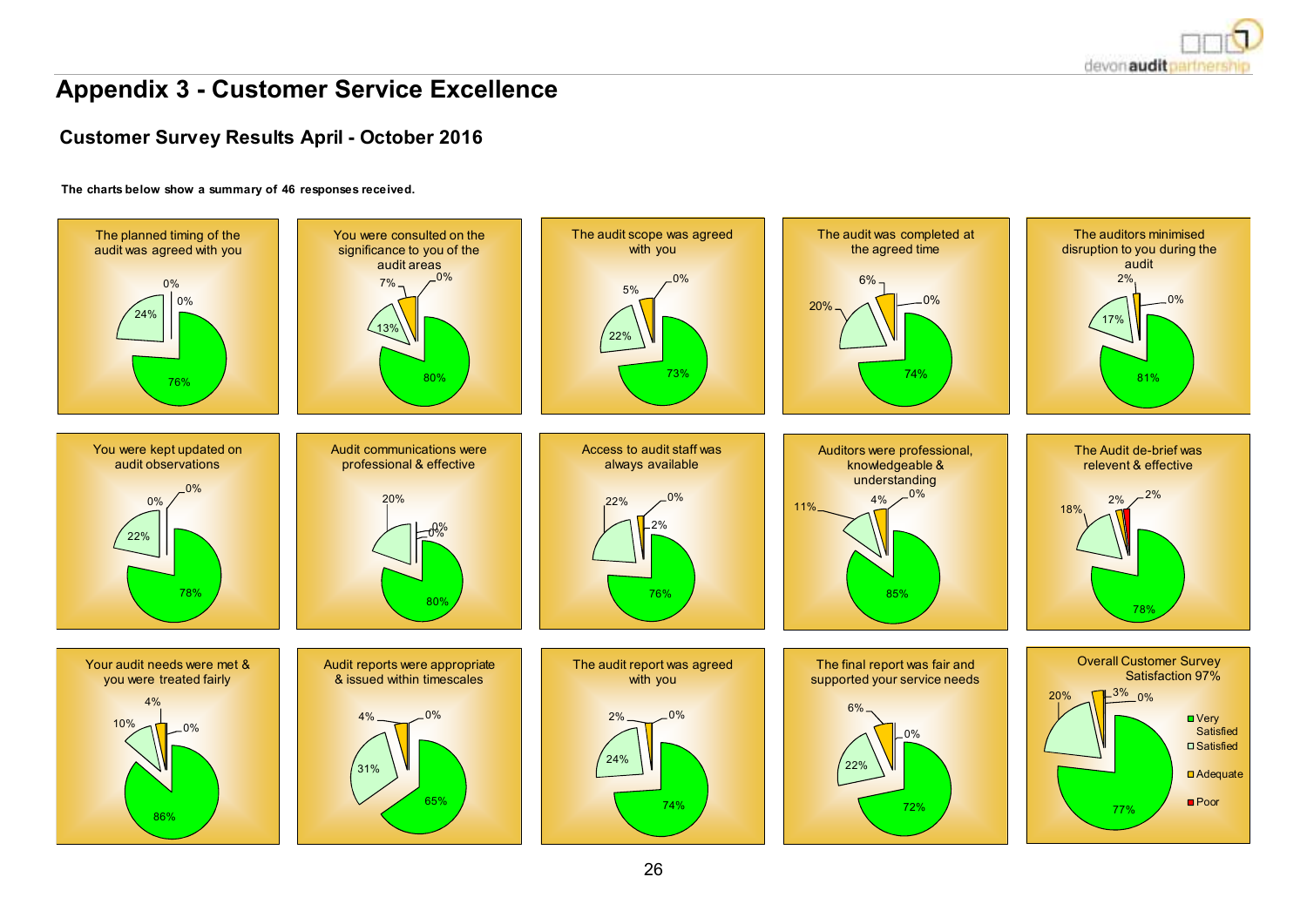# Appendix 3 - Customer Service Excellence

## Customer Survey Results April - October 2016

**The charts below show a summary of 46 responses received.**

| Question | Very Satisfied | Satisfied | Adequate | Poor |
|---|---|---|---|---|
| The planned timing of the audit was agreed with you | 76% | 24% | 0% | 0% |
| You were consulted on the significance to you of the audit areas | 80% | 13% | 7% | 0% |
| The audit scope was agreed with you | 73% | 22% | 5% | 0% |
| The audit was completed at the agreed time | 74% | 20% | 6% | 0% |
| The auditors minimised disruption to you during the audit | 81% | 17% | 2% | 0% |
| You were kept updated on audit observations | 78% | 22% | 0% | 0% |
| Audit communications were professional & effective | 80% | 20% | 0% | 0% |
| Access to audit staff was always available | 76% | 22% | 2% | 0% |
| Auditors were professional, knowledgeable & understanding | 85% | 11% | 4% | 0% |
| The Audit de-brief was relevent & effective | 78% | 18% | 2% | 2% |
| Your audit needs were met & you were treated fairly | 86% | 10% | 4% | 0% |
| Audit reports were appropriate & issued within timescales | 65% | 31% | 4% | 0% |
| The audit report was agreed with you | 74% | 24% | 2% | 0% |
| The final report was fair and supported your service needs | 72% | 22% | 6% | 0% |
| Overall Customer Survey Satisfaction 97% | 77% | 20% | 3% | 0% |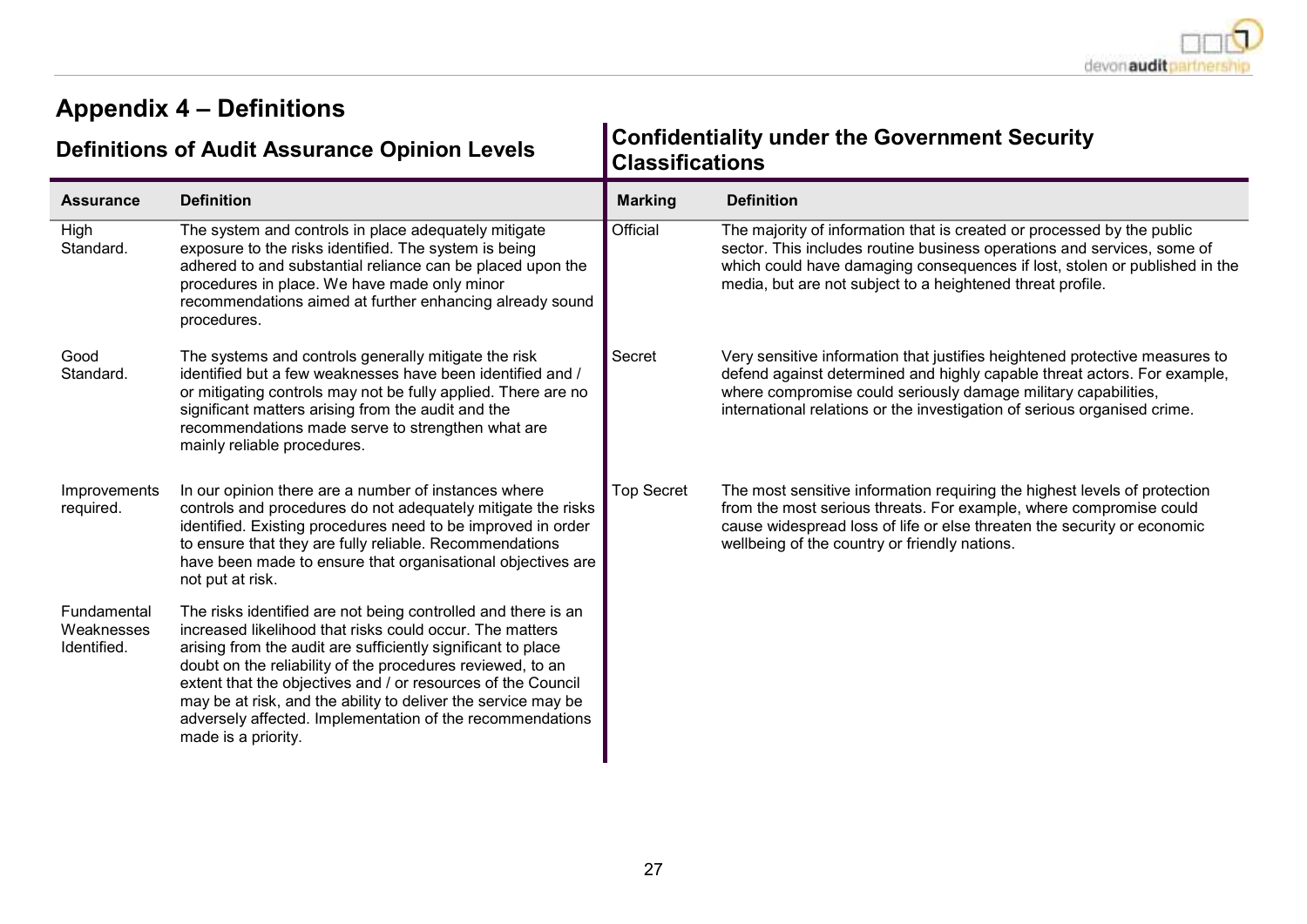# Appendix 4 – Definitions

## Definitions of Audit Assurance Opinion Levels

| Assurance | Definition |
|---|---|
| High Standard. | The system and controls in place adequately mitigate exposure to the risks identified. The system is being adhered to and substantial reliance can be placed upon the procedures in place. We have made only minor recommendations aimed at further enhancing already sound procedures. |
| Good Standard. | The systems and controls generally mitigate the risk identified but a few weaknesses have been identified and / or mitigating controls may not be fully applied. There are no significant matters arising from the audit and the recommendations made serve to strengthen what are mainly reliable procedures. |
| Improvements required. | In our opinion there are a number of instances where controls and procedures do not adequately mitigate the risks identified. Existing procedures need to be improved in order to ensure that they are fully reliable. Recommendations have been made to ensure that organisational objectives are not put at risk. |
| Fundamental Weaknesses Identified. | The risks identified are not being controlled and there is an increased likelihood that risks could occur. The matters arising from the audit are sufficiently significant to place doubt on the reliability of the procedures reviewed, to an extent that the objectives and / or resources of the Council may be at risk, and the ability to deliver the service may be adversely affected. Implementation of the recommendations made is a priority. |

## Confidentiality under the Government Security Classifications

| Marking | Definition |
|---|---|
| Official | The majority of information that is created or processed by the public sector. This includes routine business operations and services, some of which could have damaging consequences if lost, stolen or published in the media, but are not subject to a heightened threat profile. |
| Secret | Very sensitive information that justifies heightened protective measures to defend against determined and highly capable threat actors. For example, where compromise could seriously damage military capabilities, international relations or the investigation of serious organised crime. |
| Top Secret | The most sensitive information requiring the highest levels of protection from the most serious threats. For example, where compromise could cause widespread loss of life or else threaten the security or economic wellbeing of the country or friendly nations. |